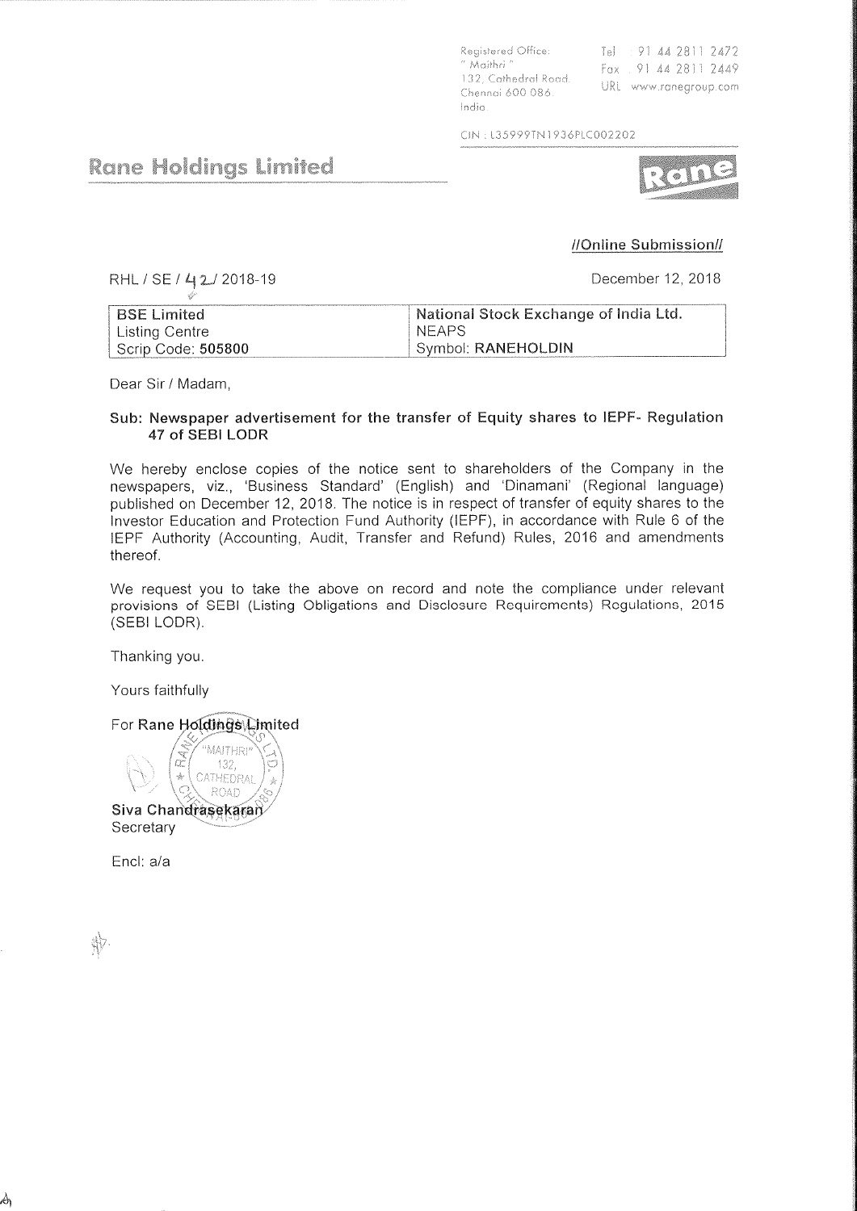Registered Office:
" Maithri "
132, Cathedral Road,
Chennai 600 086.
India.

Tel : 91 44 2811 2472
Fax : 91 44 2811 2449
URL : www.ranegroup.com

CIN : L35999TN1936PLC002202

# Rane Holdings Limited

**//Online Submission//**

RHL / SE / 42 / 2018-19

December 12, 2018

| BSE Limited | National Stock Exchange of India Ltd. |
|---|---|
| Listing Centre | NEAPS |
| Scrip Code: **505800** | Symbol: **RANEHOLDIN** |

Dear Sir / Madam,

**Sub: Newspaper advertisement for the transfer of Equity shares to IEPF- Regulation 47 of SEBI LODR**

We hereby enclose copies of the notice sent to shareholders of the Company in the newspapers, viz., 'Business Standard' (English) and 'Dinamani' (Regional language) published on December 12, 2018. The notice is in respect of transfer of equity shares to the Investor Education and Protection Fund Authority (IEPF), in accordance with Rule 6 of the IEPF Authority (Accounting, Audit, Transfer and Refund) Rules, 2016 and amendments thereof.

We request you to take the above on record and note the compliance under relevant provisions of SEBI (Listing Obligations and Disclosure Requirements) Regulations, 2015 (SEBI LODR).

Thanking you.

Yours faithfully

For **Rane Holdings Limited**

**Siva Chandrasekaran**
Secretary

Encl: a/a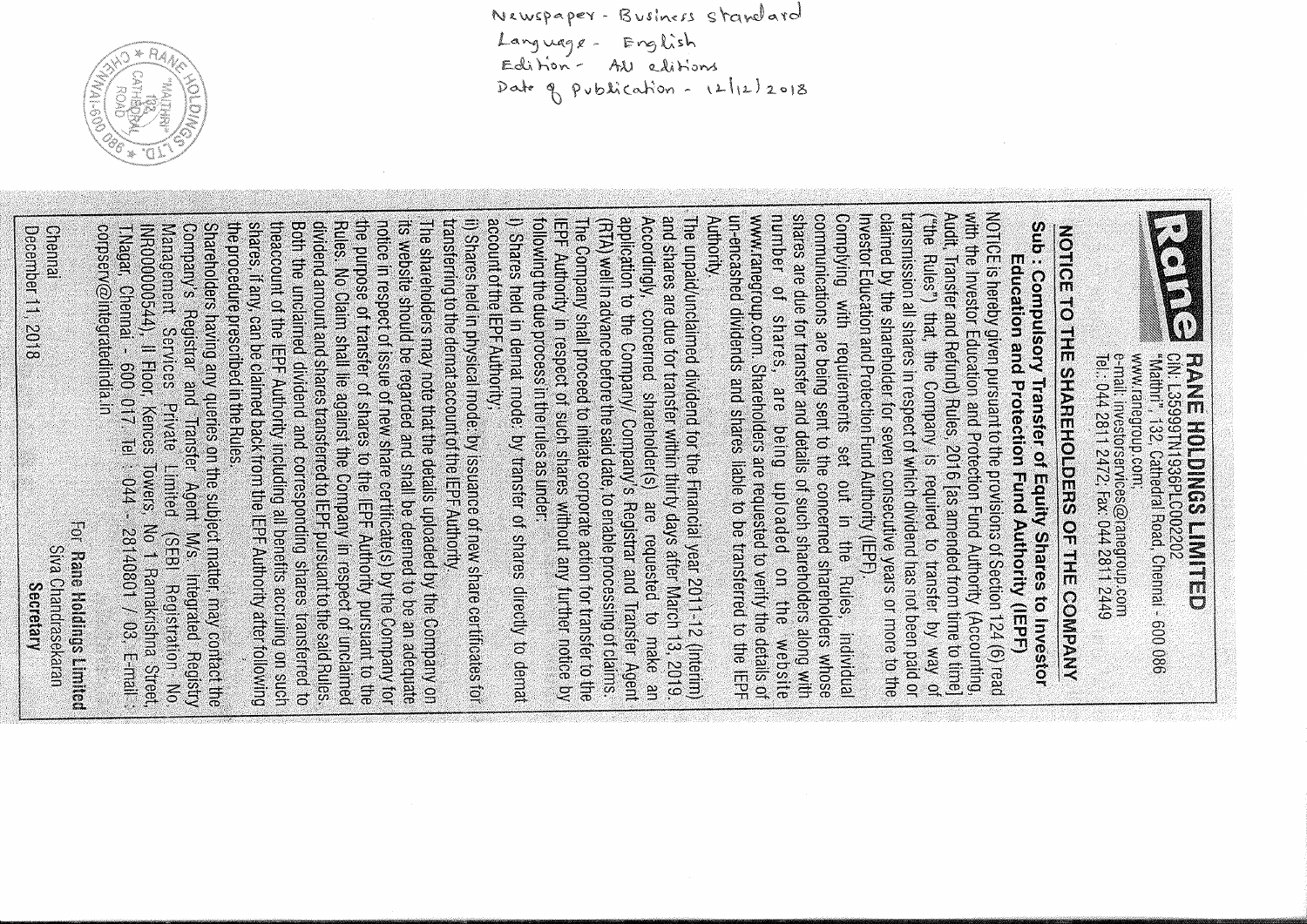Newspaper - Business Standard
Language - English
Edition - All editions
Date of Publication - 12/12/2018

**Rane**

**RANE HOLDINGS LIMITED**
CIN: L35999TN1936PLC002202
"Maithri", 132, Cathedral Road, Chennai - 600 086
www.ranegroup.com;
e-mail: investorservices@ranegroup.com
Tel: 044 2811 2472; Fax: 044 2811 2449

# NOTICE TO THE SHAREHOLDERS OF THE COMPANY

## Sub : Compulsory Transfer of Equity Shares to Investor Education and Protection Fund Authority (IEPF)

NOTICE is hereby given pursuant to the provisions of Section 124(6) read with the Investor Education and Protection Fund Authority (Accounting, Audit, Transfer and Refund) Rules, 2016 [as amended from time to time] ("the Rules") that, the Company is required to transfer by way of transmission all shares in respect of which dividend has not been paid or claimed by the shareholder for seven consecutive years or more to the Investor Education and Protection Fund Authority (IEPF).

Complying with requirements set out in the Rules, individual communications are being sent to the concerned shareholders whose shares are due for transfer and details of such shareholders along with number of shares, are being uploaded on the website www.ranegroup.com. Shareholders are requested to verify the details of un-encashed dividends and shares liable to be transferred to the IEPF Authority.

The unpaid/unclaimed dividend for the Financial year 2011-12 (Interim) and shares are due for transfer within thirty days after March 13, 2019. Accordingly, concerned shareholder(s) are requested to make an application to the Company/ Company's Registrar and Transfer Agent (RTA) well in advance before the said date, to enable processing of claims.

The Company shall proceed to initiate corporate action for transfer to the IEPF Authority in respect of such shares without any further notice by following the due process in the rules as under:

i) Shares held in demat mode: by transfer of shares directly to demat account of the IEPF Authority.

ii) Shares held in physical mode: by issuance of new share certificates for transferring to the demat account of the IEPF Authority.

The shareholders may note that the details uploaded by the Company on its website should be regarded and shall be deemed to be an adequate notice in respect of issue of new share certificate(s) by the Company for the purpose of transfer of shares to the IEPF Authority pursuant to the Rules. No Claim shall lie against the Company in respect of unclaimed dividend amount and shares transferred to IEPF pursuant to the said Rules. Both the unclaimed dividend and corresponding shares transferred to the account of the IEPF Authority including all benefits accruing on such shares, if any, can be claimed back from the IEPF Authority after following the procedure prescribed in the Rules.

Shareholders having any queries on the subject matter, may contact the Company's Registrar and Transfer Agent M/s. Integrated Registry Management Services Private Limited (SEBI Registration No. INR000000544), II Floor, Kences Towers, No 1 Ramakrishna Street, T.Nagar, Chennai - 600 017. Tel : 044 - 28140801 / 03, E-mail : corpserv@integratedindia.in

Chennai
December 11, 2018

For **Rane Holdings Limited**
Siva Chandrasekaran
**Secretary**